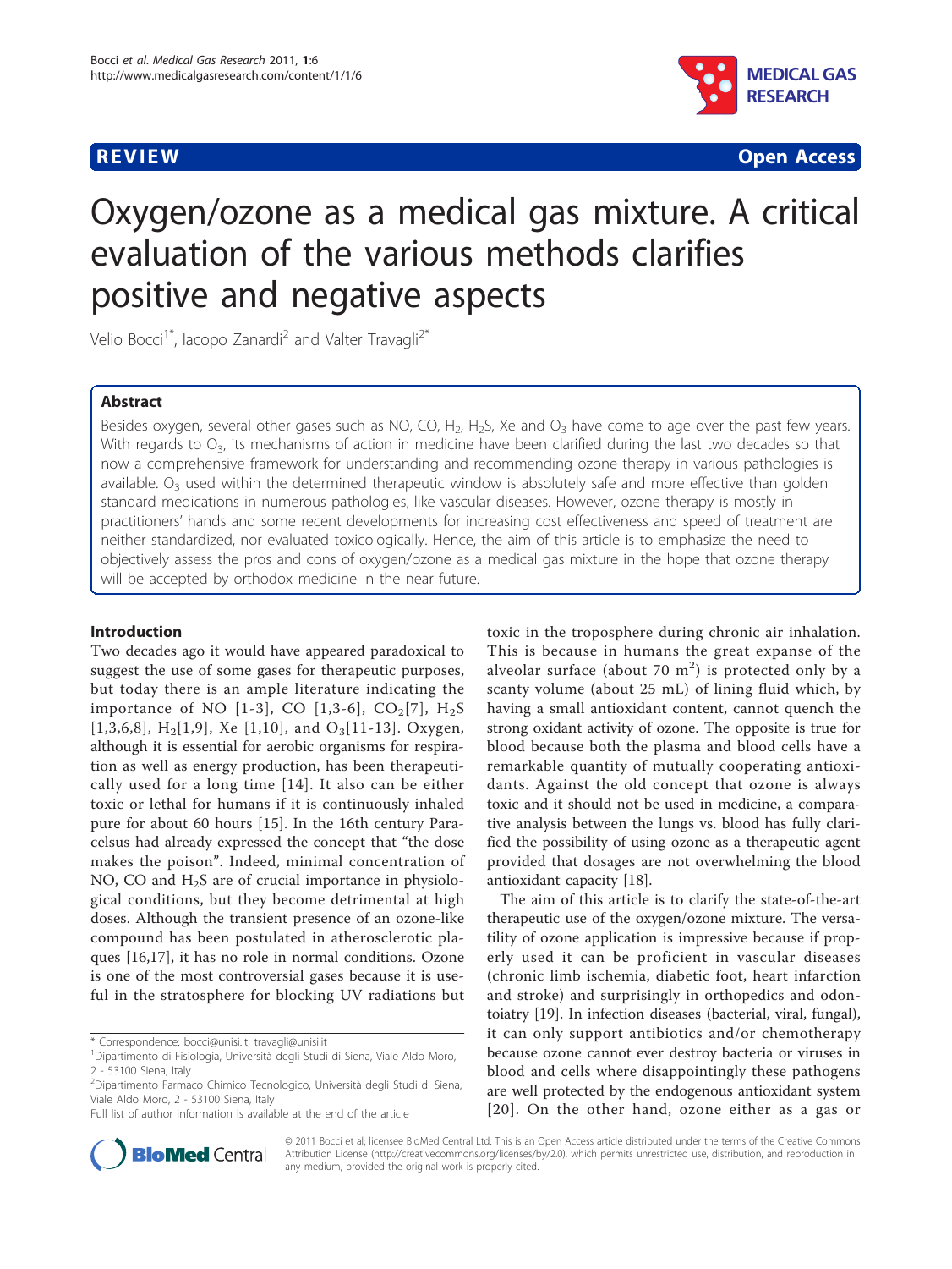**REVIEW** **Open Access**

# Oxygen/ozone as a medical gas mixture. A critical evaluation of the various methods clarifies positive and negative aspects

Velio Bocci[1*], Iacopo Zanardi[2] and Valter Travagli[2*]

## Abstract

Besides oxygen, several other gases such as NO, CO, $H_2$, $H_2S$, Xe and $O_3$ have come to age over the past few years. With regards to $O_3$, its mechanisms of action in medicine have been clarified during the last two decades so that now a comprehensive framework for understanding and recommending ozone therapy in various pathologies is available. $O_3$ used within the determined therapeutic window is absolutely safe and more effective than golden standard medications in numerous pathologies, like vascular diseases. However, ozone therapy is mostly in practitioners' hands and some recent developments for increasing cost effectiveness and speed of treatment are neither standardized, nor evaluated toxicologically. Hence, the aim of this article is to emphasize the need to objectively assess the pros and cons of oxygen/ozone as a medical gas mixture in the hope that ozone therapy will be accepted by orthodox medicine in the near future.

## Introduction

Two decades ago it would have appeared paradoxical to suggest the use of some gases for therapeutic purposes, but today there is an ample literature indicating the importance of NO [1-3], CO [1,3-6], $CO_2$[7], $H_2S$ [1,3,6,8], $H_2$[1,9], Xe [1,10], and $O_3$[11-13]. Oxygen, although it is essential for aerobic organisms for respiration as well as energy production, has been therapeutically used for a long time [14]. It also can be either toxic or lethal for humans if it is continuously inhaled pure for about 60 hours [15]. In the 16th century Paracelsus had already expressed the concept that "the dose makes the poison". Indeed, minimal concentration of NO, CO and $H_2S$ are of crucial importance in physiological conditions, but they become detrimental at high doses. Although the transient presence of an ozone-like compound has been postulated in atherosclerotic plaques [16,17], it has no role in normal conditions. Ozone is one of the most controversial gases because it is useful in the stratosphere for blocking UV radiations but toxic in the troposphere during chronic air inhalation. This is because in humans the great expanse of the alveolar surface (about 70 $m^2$) is protected only by a scanty volume (about 25 mL) of lining fluid which, by having a small antioxidant content, cannot quench the strong oxidant activity of ozone. The opposite is true for blood because both the plasma and blood cells have a remarkable quantity of mutually cooperating antioxidants. Against the old concept that ozone is always toxic and it should not be used in medicine, a comparative analysis between the lungs vs. blood has fully clarified the possibility of using ozone as a therapeutic agent provided that dosages are not overwhelming the blood antioxidant capacity [18].

The aim of this article is to clarify the state-of-the-art therapeutic use of the oxygen/ozone mixture. The versatility of ozone application is impressive because if properly used it can be proficient in vascular diseases (chronic limb ischemia, diabetic foot, heart infarction and stroke) and surprisingly in orthopedics and odontoiatry [19]. In infection diseases (bacterial, viral, fungal), it can only support antibiotics and/or chemotherapy because ozone cannot ever destroy bacteria or viruses in blood and cells where disappointingly these pathogens are well protected by the endogenous antioxidant system [20]. On the other hand, ozone either as a gas or

\* Correspondence: bocci@unisi.it; travagli@unisi.it
[1]Dipartimento di Fisiologia, Università degli Studi di Siena, Viale Aldo Moro, 2 - 53100 Siena, Italy
[2]Dipartimento Farmaco Chimico Tecnologico, Università degli Studi di Siena, Viale Aldo Moro, 2 - 53100 Siena, Italy
Full list of author information is available at the end of the article

© 2011 Bocci et al; licensee BioMed Central Ltd. This is an Open Access article distributed under the terms of the Creative Commons Attribution License (http://creativecommons.org/licenses/by/2.0), which permits unrestricted use, distribution, and reproduction in any medium, provided the original work is properly cited.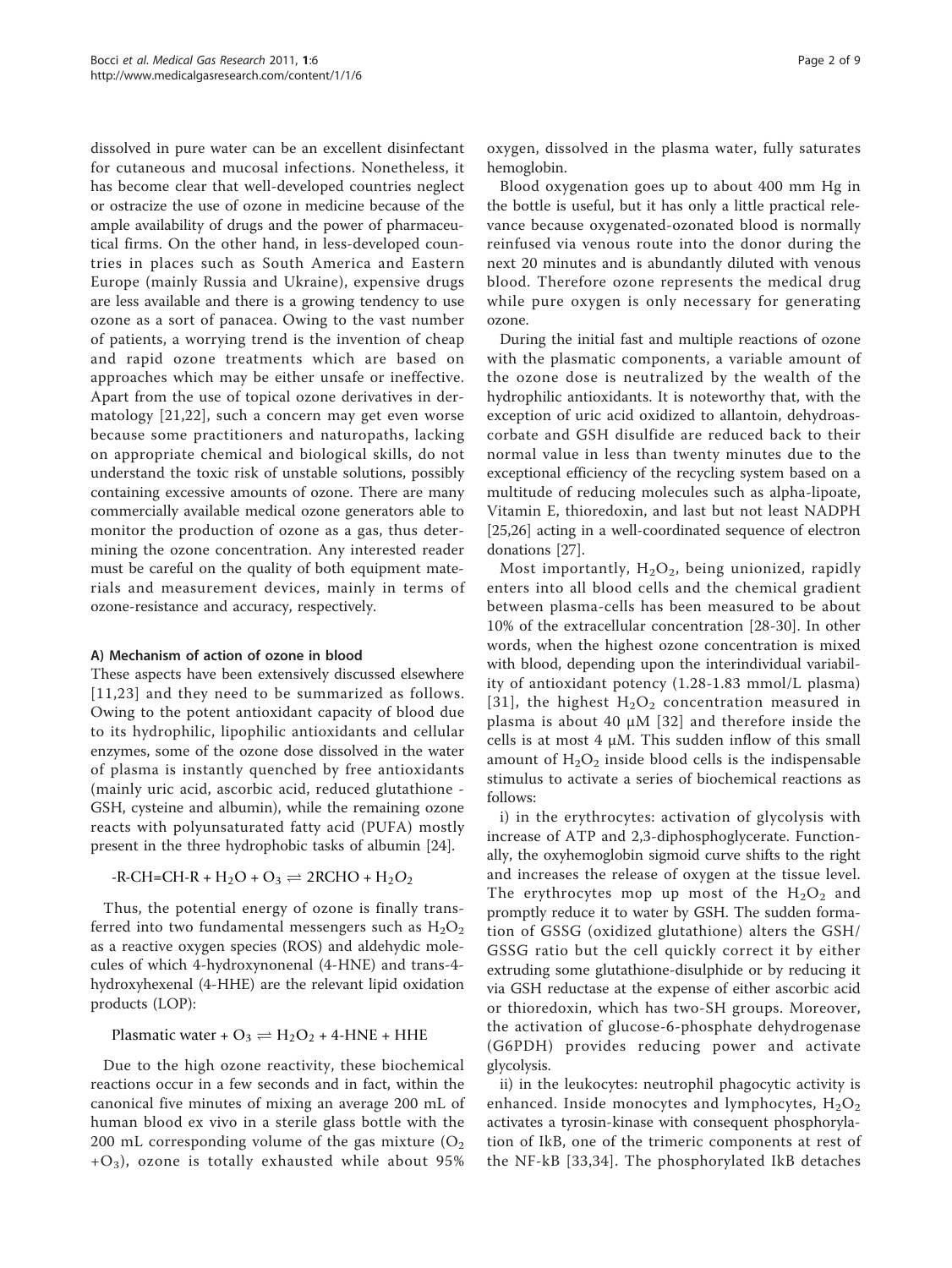dissolved in pure water can be an excellent disinfectant for cutaneous and mucosal infections. Nonetheless, it has become clear that well-developed countries neglect or ostracize the use of ozone in medicine because of the ample availability of drugs and the power of pharmaceutical firms. On the other hand, in less-developed countries in places such as South America and Eastern Europe (mainly Russia and Ukraine), expensive drugs are less available and there is a growing tendency to use ozone as a sort of panacea. Owing to the vast number of patients, a worrying trend is the invention of cheap and rapid ozone treatments which are based on approaches which may be either unsafe or ineffective. Apart from the use of topical ozone derivatives in dermatology [21,22], such a concern may get even worse because some practitioners and naturopaths, lacking on appropriate chemical and biological skills, do not understand the toxic risk of unstable solutions, possibly containing excessive amounts of ozone. There are many commercially available medical ozone generators able to monitor the production of ozone as a gas, thus determining the ozone concentration. Any interested reader must be careful on the quality of both equipment materials and measurement devices, mainly in terms of ozone-resistance and accuracy, respectively.

#### A) Mechanism of action of ozone in blood

These aspects have been extensively discussed elsewhere [11,23] and they need to be summarized as follows. Owing to the potent antioxidant capacity of blood due to its hydrophilic, lipophilic antioxidants and cellular enzymes, some of the ozone dose dissolved in the water of plasma is instantly quenched by free antioxidants (mainly uric acid, ascorbic acid, reduced glutathione - GSH, cysteine and albumin), while the remaining ozone reacts with polyunsaturated fatty acid (PUFA) mostly present in the three hydrophobic tasks of albumin [24].

$$\text{-R-CH=CH-R} + H_2O + O_3 \rightleftharpoons 2\text{RCHO} + H_2O_2$$

Thus, the potential energy of ozone is finally transferred into two fundamental messengers such as $H_2O_2$ as a reactive oxygen species (ROS) and aldehydic molecules of which 4-hydroxynonenal (4-HNE) and trans-4-hydroxyhexenal (4-HHE) are the relevant lipid oxidation products (LOP):

$$\text{Plasmatic water} + O_3 \rightleftharpoons H_2O_2 + \text{4-HNE} + \text{HHE}$$

Due to the high ozone reactivity, these biochemical reactions occur in a few seconds and in fact, within the canonical five minutes of mixing an average 200 mL of human blood ex vivo in a sterile glass bottle with the 200 mL corresponding volume of the gas mixture ($O_2$ $+O_3$), ozone is totally exhausted while about 95% oxygen, dissolved in the plasma water, fully saturates hemoglobin.

Blood oxygenation goes up to about 400 mm Hg in the bottle is useful, but it has only a little practical relevance because oxygenated-ozonated blood is normally reinfused via venous route into the donor during the next 20 minutes and is abundantly diluted with venous blood. Therefore ozone represents the medical drug while pure oxygen is only necessary for generating ozone.

During the initial fast and multiple reactions of ozone with the plasmatic components, a variable amount of the ozone dose is neutralized by the wealth of the hydrophilic antioxidants. It is noteworthy that, with the exception of uric acid oxidized to allantoin, dehydroascorbate and GSH disulfide are reduced back to their normal value in less than twenty minutes due to the exceptional efficiency of the recycling system based on a multitude of reducing molecules such as alpha-lipoate, Vitamin E, thioredoxin, and last but not least NADPH [25,26] acting in a well-coordinated sequence of electron donations [27].

Most importantly, $H_2O_2$, being unionized, rapidly enters into all blood cells and the chemical gradient between plasma-cells has been measured to be about 10% of the extracellular concentration [28-30]. In other words, when the highest ozone concentration is mixed with blood, depending upon the interindividual variability of antioxidant potency (1.28-1.83 mmol/L plasma) [31], the highest $H_2O_2$ concentration measured in plasma is about 40 μM [32] and therefore inside the cells is at most 4 μM. This sudden inflow of this small amount of $H_2O_2$ inside blood cells is the indispensable stimulus to activate a series of biochemical reactions as follows:

i) in the erythrocytes: activation of glycolysis with increase of ATP and 2,3-diphosphoglycerate. Functionally, the oxyhemoglobin sigmoid curve shifts to the right and increases the release of oxygen at the tissue level. The erythrocytes mop up most of the $H_2O_2$ and promptly reduce it to water by GSH. The sudden formation of GSSG (oxidized glutathione) alters the GSH/GSSG ratio but the cell quickly correct it by either extruding some glutathione-disulphide or by reducing it via GSH reductase at the expense of either ascorbic acid or thioredoxin, which has two-SH groups. Moreover, the activation of glucose-6-phosphate dehydrogenase (G6PDH) provides reducing power and activate glycolysis.

ii) in the leukocytes: neutrophil phagocytic activity is enhanced. Inside monocytes and lymphocytes, $H_2O_2$ activates a tyrosin-kinase with consequent phosphorylation of IkB, one of the trimeric components at rest of the NF-kB [33,34]. The phosphorylated IkB detaches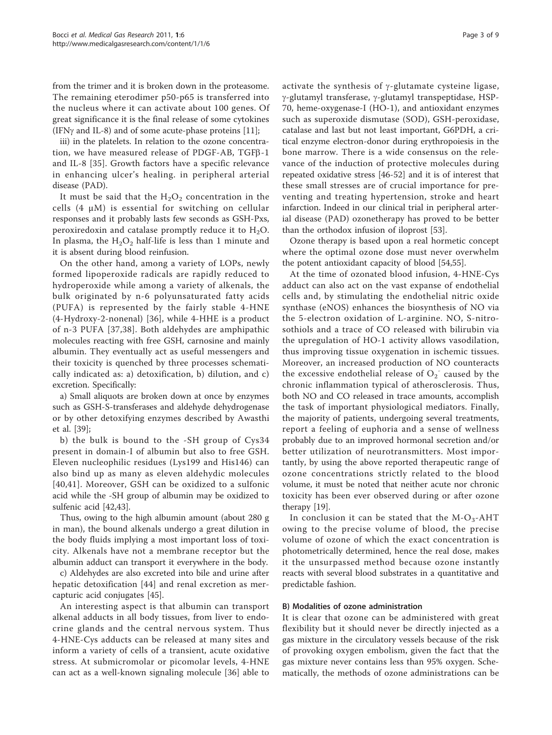from the trimer and it is broken down in the proteasome. The remaining eterodimer p50-p65 is transferred into the nucleus where it can activate about 100 genes. Of great significance it is the final release of some cytokines (IFNγ and IL-8) and of some acute-phase proteins [11];

iii) in the platelets. In relation to the ozone concentration, we have measured release of PDGF-AB, TGFβ-1 and IL-8 [35]. Growth factors have a specific relevance in enhancing ulcer's healing. in peripheral arterial disease (PAD).

It must be said that the $H_2O_2$ concentration in the cells (4 μM) is essential for switching on cellular responses and it probably lasts few seconds as GSH-Pxs, peroxiredoxin and catalase promptly reduce it to $H_2O$. In plasma, the $H_2O_2$ half-life is less than 1 minute and it is absent during blood reinfusion.

On the other hand, among a variety of LOPs, newly formed lipoperoxide radicals are rapidly reduced to hydroperoxide while among a variety of alkenals, the bulk originated by n-6 polyunsaturated fatty acids (PUFA) is represented by the fairly stable 4-HNE (4-Hydroxy-2-nonenal) [36], while 4-HHE is a product of n-3 PUFA [37,38]. Both aldehydes are amphipathic molecules reacting with free GSH, carnosine and mainly albumin. They eventually act as useful messengers and their toxicity is quenched by three processes schematically indicated as: a) detoxification, b) dilution, and c) excretion. Specifically:

a) Small aliquots are broken down at once by enzymes such as GSH-S-transferases and aldehyde dehydrogenase or by other detoxifying enzymes described by Awasthi et al. [39];

b) the bulk is bound to the -SH group of Cys34 present in domain-I of albumin but also to free GSH. Eleven nucleophilic residues (Lys199 and His146) can also bind up as many as eleven aldehydic molecules [40,41]. Moreover, GSH can be oxidized to a sulfonic acid while the -SH group of albumin may be oxidized to sulfenic acid [42,43].

Thus, owing to the high albumin amount (about 280 g in man), the bound alkenals undergo a great dilution in the body fluids implying a most important loss of toxicity. Alkenals have not a membrane receptor but the albumin adduct can transport it everywhere in the body.

c) Aldehydes are also excreted into bile and urine after hepatic detoxification [44] and renal excretion as mercapturic acid conjugates [45].

An interesting aspect is that albumin can transport alkenal adducts in all body tissues, from liver to endocrine glands and the central nervous system. Thus 4-HNE-Cys adducts can be released at many sites and inform a variety of cells of a transient, acute oxidative stress. At submicromolar or picomolar levels, 4-HNE can act as a well-known signaling molecule [36] able to activate the synthesis of γ-glutamate cysteine ligase, γ-glutamyl transferase, γ-glutamyl transpeptidase, HSP-70, heme-oxygenase-I (HO-1), and antioxidant enzymes such as superoxide dismutase (SOD), GSH-peroxidase, catalase and last but not least important, G6PDH, a critical enzyme electron-donor during erythropoiesis in the bone marrow. There is a wide consensus on the relevance of the induction of protective molecules during repeated oxidative stress [46-52] and it is of interest that these small stresses are of crucial importance for preventing and treating hypertension, stroke and heart infarction. Indeed in our clinical trial in peripheral arterial disease (PAD) ozonetherapy has proved to be better than the orthodox infusion of iloprost [53].

Ozone therapy is based upon a real hormetic concept where the optimal ozone dose must never overwhelm the potent antioxidant capacity of blood [54,55].

At the time of ozonated blood infusion, 4-HNE-Cys adduct can also act on the vast expanse of endothelial cells and, by stimulating the endothelial nitric oxide synthase (eNOS) enhances the biosynthesis of NO via the 5-electron oxidation of L-arginine. NO, S-nitrosothiols and a trace of CO released with bilirubin via the upregulation of HO-1 activity allows vasodilation, thus improving tissue oxygenation in ischemic tissues. Moreover, an increased production of NO counteracts the excessive endothelial release of $O_2^-$ caused by the chronic inflammation typical of atherosclerosis. Thus, both NO and CO released in trace amounts, accomplish the task of important physiological mediators. Finally, the majority of patients, undergoing several treatments, report a feeling of euphoria and a sense of wellness probably due to an improved hormonal secretion and/or better utilization of neurotransmitters. Most importantly, by using the above reported therapeutic range of ozone concentrations strictly related to the blood volume, it must be noted that neither acute nor chronic toxicity has been ever observed during or after ozone therapy [19].

In conclusion it can be stated that the M-$O_3$-AHT owing to the precise volume of blood, the precise volume of ozone of which the exact concentration is photometrically determined, hence the real dose, makes it the unsurpassed method because ozone instantly reacts with several blood substrates in a quantitative and predictable fashion.

#### B) Modalities of ozone administration

It is clear that ozone can be administered with great flexibility but it should never be directly injected as a gas mixture in the circulatory vessels because of the risk of provoking oxygen embolism, given the fact that the gas mixture never contains less than 95% oxygen. Schematically, the methods of ozone administrations can be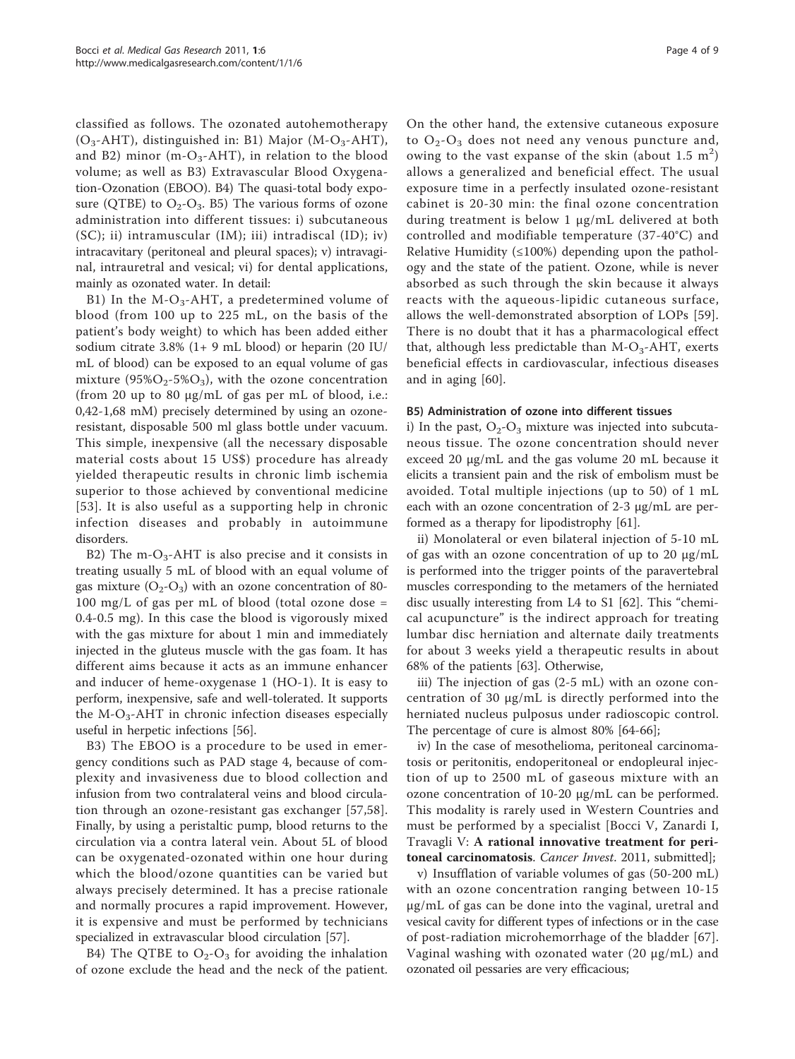classified as follows. The ozonated autohemotherapy ($O_3$-AHT), distinguished in: B1) Major (M-$O_3$-AHT), and B2) minor (m-$O_3$-AHT), in relation to the blood volume; as well as B3) Extravascular Blood Oxygenation-Ozonation (EBOO). B4) The quasi-total body exposure (QTBE) to $O_2$-$O_3$. B5) The various forms of ozone administration into different tissues: i) subcutaneous (SC); ii) intramuscular (IM); iii) intradiscal (ID); iv) intracavitary (peritoneal and pleural spaces); v) intravaginal, intrauretral and vesical; vi) for dental applications, mainly as ozonated water. In detail:

B1) In the M-$O_3$-AHT, a predetermined volume of blood (from 100 up to 225 mL, on the basis of the patient's body weight) to which has been added either sodium citrate 3.8% (1+ 9 mL blood) or heparin (20 IU/mL of blood) can be exposed to an equal volume of gas mixture (95%$O_2$-5%$O_3$), with the ozone concentration (from 20 up to 80 μg/mL of gas per mL of blood, i.e.: 0,42-1,68 mM) precisely determined by using an ozone-resistant, disposable 500 ml glass bottle under vacuum. This simple, inexpensive (all the necessary disposable material costs about 15 US$) procedure has already yielded therapeutic results in chronic limb ischemia superior to those achieved by conventional medicine [53]. It is also useful as a supporting help in chronic infection diseases and probably in autoimmune disorders.

B2) The m-$O_3$-AHT is also precise and it consists in treating usually 5 mL of blood with an equal volume of gas mixture ($O_2$-$O_3$) with an ozone concentration of 80-100 mg/L of gas per mL of blood (total ozone dose = 0.4-0.5 mg). In this case the blood is vigorously mixed with the gas mixture for about 1 min and immediately injected in the gluteus muscle with the gas foam. It has different aims because it acts as an immune enhancer and inducer of heme-oxygenase 1 (HO-1). It is easy to perform, inexpensive, safe and well-tolerated. It supports the M-$O_3$-AHT in chronic infection diseases especially useful in herpetic infections [56].

B3) The EBOO is a procedure to be used in emergency conditions such as PAD stage 4, because of complexity and invasiveness due to blood collection and infusion from two contralateral veins and blood circulation through an ozone-resistant gas exchanger [57,58]. Finally, by using a peristaltic pump, blood returns to the circulation via a contra lateral vein. About 5L of blood can be oxygenated-ozonated within one hour during which the blood/ozone quantities can be varied but always precisely determined. It has a precise rationale and normally procures a rapid improvement. However, it is expensive and must be performed by technicians specialized in extravascular blood circulation [57].

B4) The QTBE to $O_2$-$O_3$ for avoiding the inhalation of ozone exclude the head and the neck of the patient. On the other hand, the extensive cutaneous exposure to $O_2$-$O_3$ does not need any venous puncture and, owing to the vast expanse of the skin (about 1.5 $m^2$) allows a generalized and beneficial effect. The usual exposure time in a perfectly insulated ozone-resistant cabinet is 20-30 min: the final ozone concentration during treatment is below 1 μg/mL delivered at both controlled and modifiable temperature (37-40°C) and Relative Humidity (≤100%) depending upon the pathology and the state of the patient. Ozone, while is never absorbed as such through the skin because it always reacts with the aqueous-lipidic cutaneous surface, allows the well-demonstrated absorption of LOPs [59]. There is no doubt that it has a pharmacological effect that, although less predictable than M-$O_3$-AHT, exerts beneficial effects in cardiovascular, infectious diseases and in aging [60].

#### B5) Administration of ozone into different tissues

i) In the past, $O_2$-$O_3$ mixture was injected into subcutaneous tissue. The ozone concentration should never exceed 20 μg/mL and the gas volume 20 mL because it elicits a transient pain and the risk of embolism must be avoided. Total multiple injections (up to 50) of 1 mL each with an ozone concentration of 2-3 μg/mL are performed as a therapy for lipodistrophy [61].

ii) Monolateral or even bilateral injection of 5-10 mL of gas with an ozone concentration of up to 20 μg/mL is performed into the trigger points of the paravertebral muscles corresponding to the metamers of the herniated disc usually interesting from L4 to S1 [62]. This "chemical acupuncture" is the indirect approach for treating lumbar disc herniation and alternate daily treatments for about 3 weeks yield a therapeutic results in about 68% of the patients [63]. Otherwise,

iii) The injection of gas (2-5 mL) with an ozone concentration of 30 μg/mL is directly performed into the herniated nucleus pulposus under radioscopic control. The percentage of cure is almost 80% [64-66];

iv) In the case of mesothelioma, peritoneal carcinomatosis or peritonitis, endoperitoneal or endopleural injection of up to 2500 mL of gaseous mixture with an ozone concentration of 10-20 μg/mL can be performed. This modality is rarely used in Western Countries and must be performed by a specialist [Bocci V, Zanardi I, Travagli V: **A rational innovative treatment for peritoneal carcinomatosis**. *Cancer Invest.* 2011, submitted];

v) Insufflation of variable volumes of gas (50-200 mL) with an ozone concentration ranging between 10-15 μg/mL of gas can be done into the vaginal, uretral and vesical cavity for different types of infections or in the case of post-radiation microhemorrhage of the bladder [67]. Vaginal washing with ozonated water (20 μg/mL) and ozonated oil pessaries are very efficacious;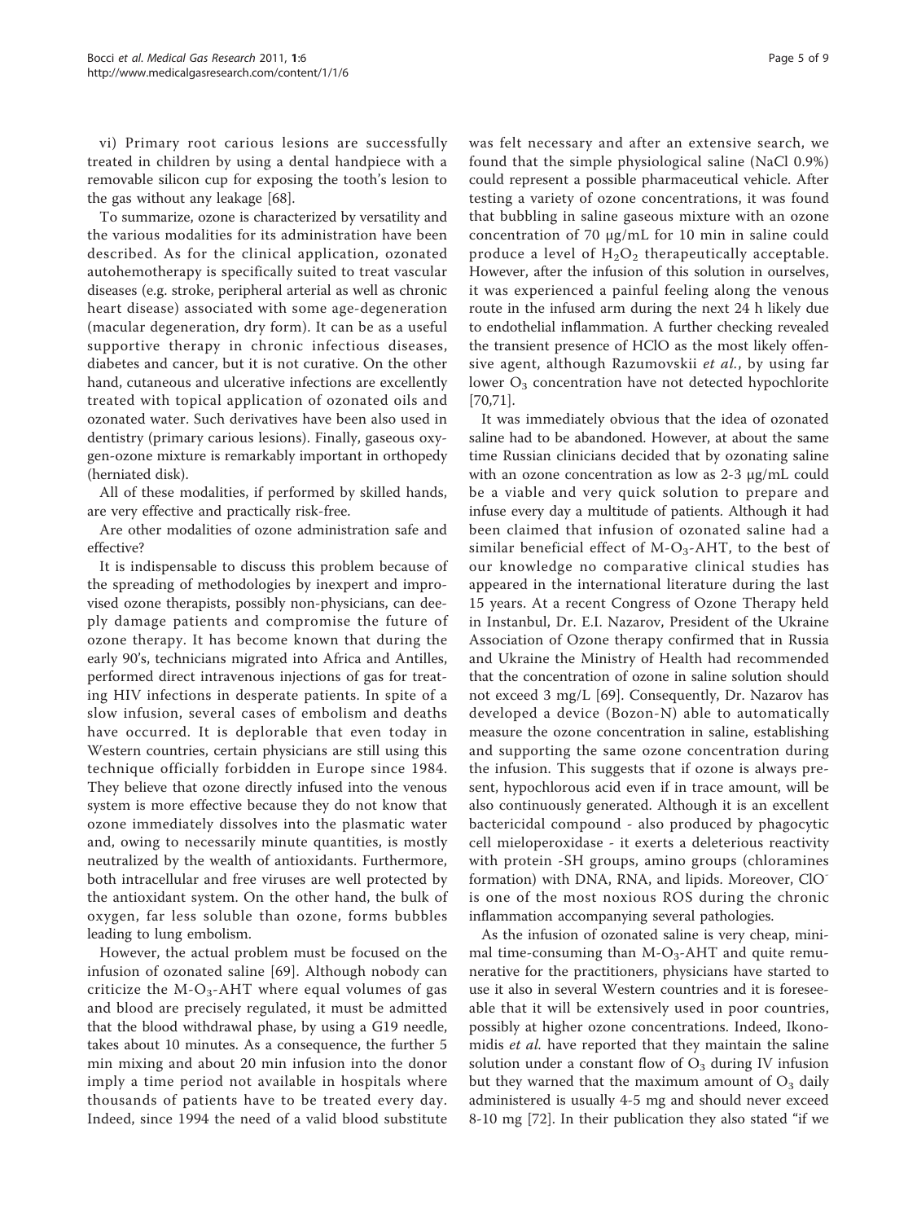vi) Primary root carious lesions are successfully treated in children by using a dental handpiece with a removable silicon cup for exposing the tooth's lesion to the gas without any leakage [68].

To summarize, ozone is characterized by versatility and the various modalities for its administration have been described. As for the clinical application, ozonated autohemotherapy is specifically suited to treat vascular diseases (e.g. stroke, peripheral arterial as well as chronic heart disease) associated with some age-degeneration (macular degeneration, dry form). It can be as a useful supportive therapy in chronic infectious diseases, diabetes and cancer, but it is not curative. On the other hand, cutaneous and ulcerative infections are excellently treated with topical application of ozonated oils and ozonated water. Such derivatives have been also used in dentistry (primary carious lesions). Finally, gaseous oxygen-ozone mixture is remarkably important in orthopedy (herniated disk).

All of these modalities, if performed by skilled hands, are very effective and practically risk-free.

Are other modalities of ozone administration safe and effective?

It is indispensable to discuss this problem because of the spreading of methodologies by inexpert and improvised ozone therapists, possibly non-physicians, can deeply damage patients and compromise the future of ozone therapy. It has become known that during the early 90's, technicians migrated into Africa and Antilles, performed direct intravenous injections of gas for treating HIV infections in desperate patients. In spite of a slow infusion, several cases of embolism and deaths have occurred. It is deplorable that even today in Western countries, certain physicians are still using this technique officially forbidden in Europe since 1984. They believe that ozone directly infused into the venous system is more effective because they do not know that ozone immediately dissolves into the plasmatic water and, owing to necessarily minute quantities, is mostly neutralized by the wealth of antioxidants. Furthermore, both intracellular and free viruses are well protected by the antioxidant system. On the other hand, the bulk of oxygen, far less soluble than ozone, forms bubbles leading to lung embolism.

However, the actual problem must be focused on the infusion of ozonated saline [69]. Although nobody can criticize the M-$O_3$-AHT where equal volumes of gas and blood are precisely regulated, it must be admitted that the blood withdrawal phase, by using a G19 needle, takes about 10 minutes. As a consequence, the further 5 min mixing and about 20 min infusion into the donor imply a time period not available in hospitals where thousands of patients have to be treated every day. Indeed, since 1994 the need of a valid blood substitute was felt necessary and after an extensive search, we found that the simple physiological saline (NaCl 0.9%) could represent a possible pharmaceutical vehicle. After testing a variety of ozone concentrations, it was found that bubbling in saline gaseous mixture with an ozone concentration of 70 μg/mL for 10 min in saline could produce a level of $H_2O_2$ therapeutically acceptable. However, after the infusion of this solution in ourselves, it was experienced a painful feeling along the venous route in the infused arm during the next 24 h likely due to endothelial inflammation. A further checking revealed the transient presence of HClO as the most likely offensive agent, although Razumovskii *et al.*, by using far lower $O_3$ concentration have not detected hypochlorite [70,71].

It was immediately obvious that the idea of ozonated saline had to be abandoned. However, at about the same time Russian clinicians decided that by ozonating saline with an ozone concentration as low as 2-3 μg/mL could be a viable and very quick solution to prepare and infuse every day a multitude of patients. Although it had been claimed that infusion of ozonated saline had a similar beneficial effect of M-$O_3$-AHT, to the best of our knowledge no comparative clinical studies has appeared in the international literature during the last 15 years. At a recent Congress of Ozone Therapy held in Instanbul, Dr. E.I. Nazarov, President of the Ukraine Association of Ozone therapy confirmed that in Russia and Ukraine the Ministry of Health had recommended that the concentration of ozone in saline solution should not exceed 3 mg/L [69]. Consequently, Dr. Nazarov has developed a device (Bozon-N) able to automatically measure the ozone concentration in saline, establishing and supporting the same ozone concentration during the infusion. This suggests that if ozone is always present, hypochlorous acid even if in trace amount, will be also continuously generated. Although it is an excellent bactericidal compound - also produced by phagocytic cell mieloperoxidase - it exerts a deleterious reactivity with protein -SH groups, amino groups (chloramines formation) with DNA, RNA, and lipids. Moreover, $ClO^-$ is one of the most noxious ROS during the chronic inflammation accompanying several pathologies.

As the infusion of ozonated saline is very cheap, minimal time-consuming than M-$O_3$-AHT and quite remunerative for the practitioners, physicians have started to use it also in several Western countries and it is foreseeable that it will be extensively used in poor countries, possibly at higher ozone concentrations. Indeed, Ikonomidis *et al.* have reported that they maintain the saline solution under a constant flow of $O_3$ during IV infusion but they warned that the maximum amount of $O_3$ daily administered is usually 4-5 mg and should never exceed 8-10 mg [72]. In their publication they also stated "if we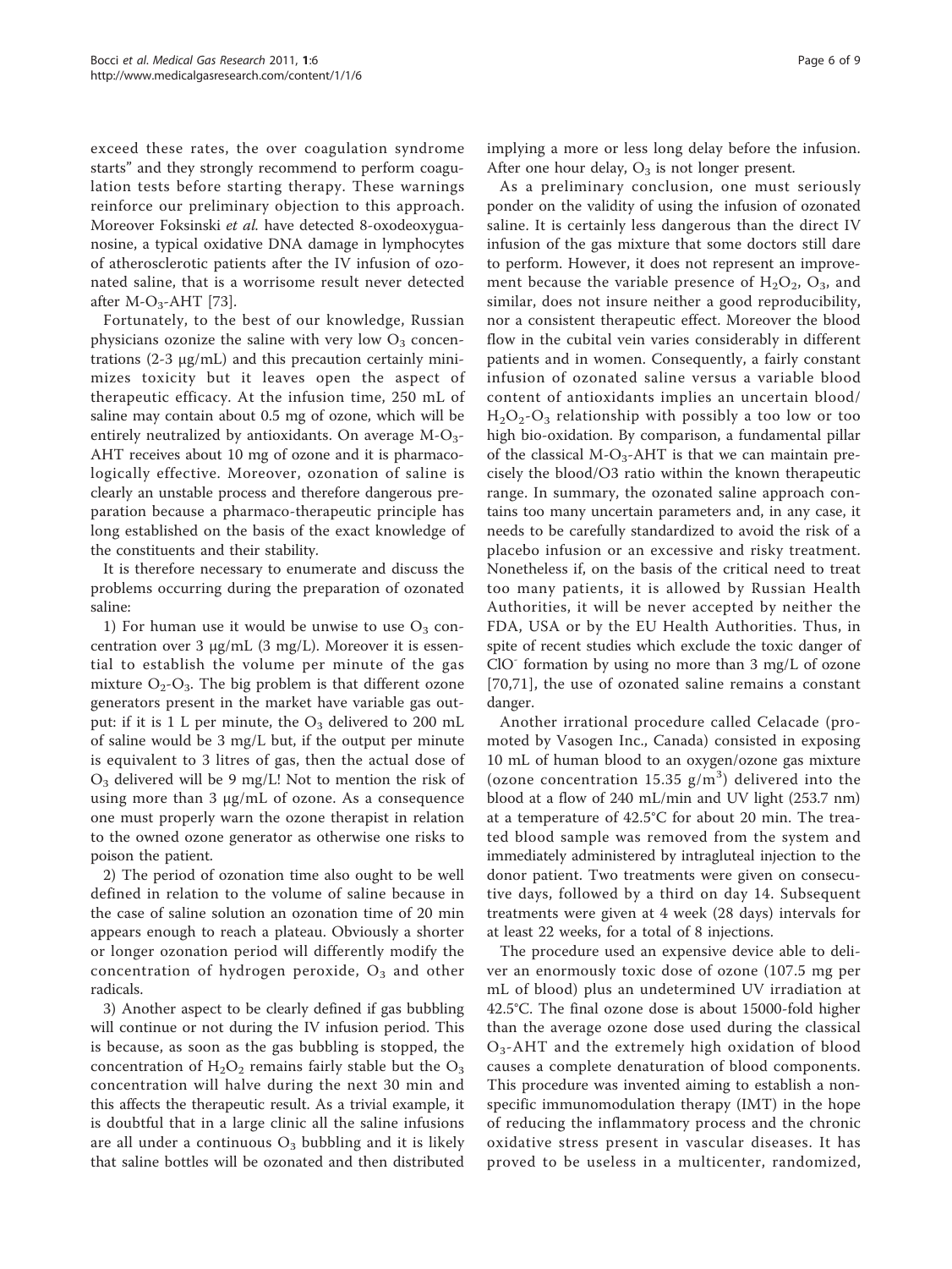exceed these rates, the over coagulation syndrome starts" and they strongly recommend to perform coagulation tests before starting therapy. These warnings reinforce our preliminary objection to this approach. Moreover Foksinski *et al.* have detected 8-oxodeoxyguanosine, a typical oxidative DNA damage in lymphocytes of atherosclerotic patients after the IV infusion of ozonated saline, that is a worrisome result never detected after M-$O_3$-AHT [73].

Fortunately, to the best of our knowledge, Russian physicians ozonize the saline with very low $O_3$ concentrations (2-3 μg/mL) and this precaution certainly minimizes toxicity but it leaves open the aspect of therapeutic efficacy. At the infusion time, 250 mL of saline may contain about 0.5 mg of ozone, which will be entirely neutralized by antioxidants. On average M-$O_3$-AHT receives about 10 mg of ozone and it is pharmacologically effective. Moreover, ozonation of saline is clearly an unstable process and therefore dangerous preparation because a pharmaco-therapeutic principle has long established on the basis of the exact knowledge of the constituents and their stability.

It is therefore necessary to enumerate and discuss the problems occurring during the preparation of ozonated saline:

1) For human use it would be unwise to use $O_3$ concentration over 3 μg/mL (3 mg/L). Moreover it is essential to establish the volume per minute of the gas mixture $O_2$-$O_3$. The big problem is that different ozone generators present in the market have variable gas output: if it is 1 L per minute, the $O_3$ delivered to 200 mL of saline would be 3 mg/L but, if the output per minute is equivalent to 3 litres of gas, then the actual dose of $O_3$ delivered will be 9 mg/L! Not to mention the risk of using more than 3 μg/mL of ozone. As a consequence one must properly warn the ozone therapist in relation to the owned ozone generator as otherwise one risks to poison the patient.

2) The period of ozonation time also ought to be well defined in relation to the volume of saline because in the case of saline solution an ozonation time of 20 min appears enough to reach a plateau. Obviously a shorter or longer ozonation period will differently modify the concentration of hydrogen peroxide, $O_3$ and other radicals.

3) Another aspect to be clearly defined if gas bubbling will continue or not during the IV infusion period. This is because, as soon as the gas bubbling is stopped, the concentration of $H_2O_2$ remains fairly stable but the $O_3$ concentration will halve during the next 30 min and this affects the therapeutic result. As a trivial example, it is doubtful that in a large clinic all the saline infusions are all under a continuous $O_3$ bubbling and it is likely that saline bottles will be ozonated and then distributed implying a more or less long delay before the infusion. After one hour delay, $O_3$ is not longer present.

As a preliminary conclusion, one must seriously ponder on the validity of using the infusion of ozonated saline. It is certainly less dangerous than the direct IV infusion of the gas mixture that some doctors still dare to perform. However, it does not represent an improvement because the variable presence of $H_2O_2$, $O_3$, and similar, does not insure neither a good reproducibility, nor a consistent therapeutic effect. Moreover the blood flow in the cubital vein varies considerably in different patients and in women. Consequently, a fairly constant infusion of ozonated saline versus a variable blood content of antioxidants implies an uncertain blood/$H_2O_2$-$O_3$ relationship with possibly a too low or too high bio-oxidation. By comparison, a fundamental pillar of the classical M-$O_3$-AHT is that we can maintain precisely the blood/O3 ratio within the known therapeutic range. In summary, the ozonated saline approach contains too many uncertain parameters and, in any case, it needs to be carefully standardized to avoid the risk of a placebo infusion or an excessive and risky treatment. Nonetheless if, on the basis of the critical need to treat too many patients, it is allowed by Russian Health Authorities, it will be never accepted by neither the FDA, USA or by the EU Health Authorities. Thus, in spite of recent studies which exclude the toxic danger of $ClO^-$ formation by using no more than 3 mg/L of ozone [70,71], the use of ozonated saline remains a constant danger.

Another irrational procedure called Celacade (promoted by Vasogen Inc., Canada) consisted in exposing 10 mL of human blood to an oxygen/ozone gas mixture (ozone concentration 15.35 g/m$^3$) delivered into the blood at a flow of 240 mL/min and UV light (253.7 nm) at a temperature of 42.5°C for about 20 min. The treated blood sample was removed from the system and immediately administered by intragluteal injection to the donor patient. Two treatments were given on consecutive days, followed by a third on day 14. Subsequent treatments were given at 4 week (28 days) intervals for at least 22 weeks, for a total of 8 injections.

The procedure used an expensive device able to deliver an enormously toxic dose of ozone (107.5 mg per mL of blood) plus an undetermined UV irradiation at 42.5°C. The final ozone dose is about 15000-fold higher than the average ozone dose used during the classical $O_3$-AHT and the extremely high oxidation of blood causes a complete denaturation of blood components. This procedure was invented aiming to establish a non-specific immunomodulation therapy (IMT) in the hope of reducing the inflammatory process and the chronic oxidative stress present in vascular diseases. It has proved to be useless in a multicenter, randomized,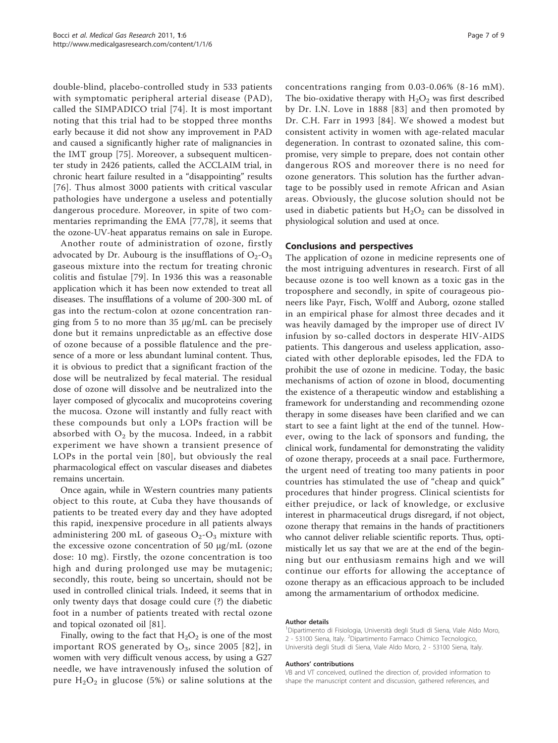double-blind, placebo-controlled study in 533 patients with symptomatic peripheral arterial disease (PAD), called the SIMPADICO trial [74]. It is most important noting that this trial had to be stopped three months early because it did not show any improvement in PAD and caused a significantly higher rate of malignancies in the IMT group [75]. Moreover, a subsequent multicenter study in 2426 patients, called the ACCLAIM trial, in chronic heart failure resulted in a "disappointing" results [76]. Thus almost 3000 patients with critical vascular pathologies have undergone a useless and potentially dangerous procedure. Moreover, in spite of two commentaries reprimanding the EMA [77,78], it seems that the ozone-UV-heat apparatus remains on sale in Europe.

Another route of administration of ozone, firstly advocated by Dr. Aubourg is the insufflations of $O_2$-$O_3$ gaseous mixture into the rectum for treating chronic colitis and fistulae [79]. In 1936 this was a reasonable application which it has been now extended to treat all diseases. The insufflations of a volume of 200-300 mL of gas into the rectum-colon at ozone concentration ranging from 5 to no more than 35 μg/mL can be precisely done but it remains unpredictable as an effective dose of ozone because of a possible flatulence and the presence of a more or less abundant luminal content. Thus, it is obvious to predict that a significant fraction of the dose will be neutralized by fecal material. The residual dose of ozone will dissolve and be neutralized into the layer composed of glycocalix and mucoproteins covering the mucosa. Ozone will instantly and fully react with these compounds but only a LOPs fraction will be absorbed with $O_2$ by the mucosa. Indeed, in a rabbit experiment we have shown a transient presence of LOPs in the portal vein [80], but obviously the real pharmacological effect on vascular diseases and diabetes remains uncertain.

Once again, while in Western countries many patients object to this route, at Cuba they have thousands of patients to be treated every day and they have adopted this rapid, inexpensive procedure in all patients always administering 200 mL of gaseous $O_2$-$O_3$ mixture with the excessive ozone concentration of 50 μg/mL (ozone dose: 10 mg). Firstly, the ozone concentration is too high and during prolonged use may be mutagenic; secondly, this route, being so uncertain, should not be used in controlled clinical trials. Indeed, it seems that in only twenty days that dosage could cure (?) the diabetic foot in a number of patients treated with rectal ozone and topical ozonated oil [81].

Finally, owing to the fact that $H_2O_2$ is one of the most important ROS generated by $O_3$, since 2005 [82], in women with very difficult venous access, by using a G27 needle, we have intravenously infused the solution of pure $H_2O_2$ in glucose (5%) or saline solutions at the concentrations ranging from 0.03-0.06% (8-16 mM). The bio-oxidative therapy with $H_2O_2$ was first described by Dr. I.N. Love in 1888 [83] and then promoted by Dr. C.H. Farr in 1993 [84]. We showed a modest but consistent activity in women with age-related macular degeneration. In contrast to ozonated saline, this compromise, very simple to prepare, does not contain other dangerous ROS and moreover there is no need for ozone generators. This solution has the further advantage to be possibly used in remote African and Asian areas. Obviously, the glucose solution should not be used in diabetic patients but $H_2O_2$ can be dissolved in physiological solution and used at once.

## Conclusions and perspectives

The application of ozone in medicine represents one of the most intriguing adventures in research. First of all because ozone is too well known as a toxic gas in the troposphere and secondly, in spite of courageous pioneers like Payr, Fisch, Wolff and Auborg, ozone stalled in an empirical phase for almost three decades and it was heavily damaged by the improper use of direct IV infusion by so-called doctors in desperate HIV-AIDS patients. This dangerous and useless application, associated with other deplorable episodes, led the FDA to prohibit the use of ozone in medicine. Today, the basic mechanisms of action of ozone in blood, documenting the existence of a therapeutic window and establishing a framework for understanding and recommending ozone therapy in some diseases have been clarified and we can start to see a faint light at the end of the tunnel. However, owing to the lack of sponsors and funding, the clinical work, fundamental for demonstrating the validity of ozone therapy, proceeds at a snail pace. Furthermore, the urgent need of treating too many patients in poor countries has stimulated the use of "cheap and quick" procedures that hinder progress. Clinical scientists for either prejudice, or lack of knowledge, or exclusive interest in pharmaceutical drugs disregard, if not object, ozone therapy that remains in the hands of practitioners who cannot deliver reliable scientific reports. Thus, optimistically let us say that we are at the end of the beginning but our enthusiasm remains high and we will continue our efforts for allowing the acceptance of ozone therapy as an efficacious approach to be included among the armamentarium of orthodox medicine.

#### Author details

[1]Dipartimento di Fisiologia, Università degli Studi di Siena, Viale Aldo Moro, 2 - 53100 Siena, Italy. [2]Dipartimento Farmaco Chimico Tecnologico, Università degli Studi di Siena, Viale Aldo Moro, 2 - 53100 Siena, Italy.

#### Authors' contributions

VB and VT conceived, outlined the direction of, provided information to shape the manuscript content and discussion, gathered references, and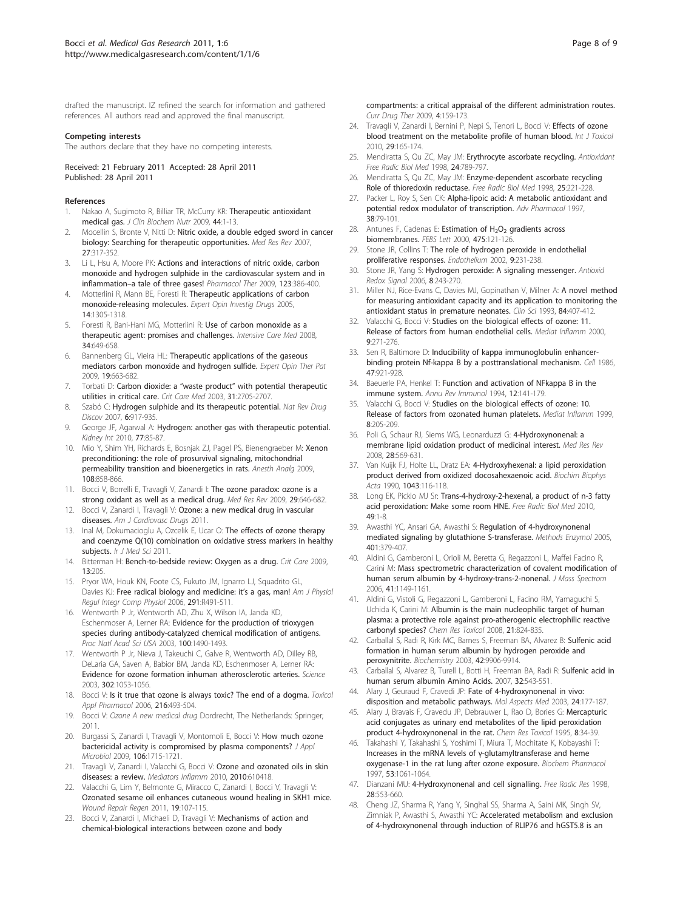drafted the manuscript. IZ refined the search for information and gathered references. All authors read and approved the final manuscript.

#### Competing interests

The authors declare that they have no competing interests.

Received: 21 February 2011 Accepted: 28 April 2011
Published: 28 April 2011

#### References

1. Nakao A, Sugimoto R, Billiar TR, McCurry KR: **Therapeutic antioxidant medical gas.** *J Clin Biochem Nutr* 2009, **44**:1-13.
2. Mocellin S, Bronte V, Nitti D: **Nitric oxide, a double edged sword in cancer biology: Searching for therapeutic opportunities.** *Med Res Rev* 2007, **27**:317-352.
3. Li L, Hsu A, Moore PK: **Actions and interactions of nitric oxide, carbon monoxide and hydrogen sulphide in the cardiovascular system and in inflammation–a tale of three gases!** *Pharmacol Ther* 2009, **123**:386-400.
4. Motterlini R, Mann BE, Foresti R: **Therapeutic applications of carbon monoxide-releasing molecules.** *Expert Opin Investig Drugs* 2005, **14**:1305-1318.
5. Foresti R, Bani-Hani MG, Motterlini R: **Use of carbon monoxide as a therapeutic agent: promises and challenges.** *Intensive Care Med* 2008, **34**:649-658.
6. Bannenberg GL, Vieira HL: **Therapeutic applications of the gaseous mediators carbon monoxide and hydrogen sulfide.** *Expert Opin Ther Pat* 2009, **19**:663-682.
7. Torbati D: **Carbon dioxide: a "waste product" with potential therapeutic utilities in critical care.** *Crit Care Med* 2003, **31**:2705-2707.
8. Szabó C: **Hydrogen sulphide and its therapeutic potential.** *Nat Rev Drug Discov* 2007, **6**:917-935.
9. George JF, Agarwal A: **Hydrogen: another gas with therapeutic potential.** *Kidney Int* 2010, **77**:85-87.
10. Mio Y, Shim YH, Richards E, Bosnjak ZJ, Pagel PS, Bienengraeber M: **Xenon preconditioning: the role of prosurvival signaling, mitochondrial permeability transition and bioenergetics in rats.** *Anesth Analg* 2009, **108**:858-866.
11. Bocci V, Borrelli E, Travagli V, Zanardi I: **The ozone paradox: ozone is a strong oxidant as well as a medical drug.** *Med Res Rev* 2009, **29**:646-682.
12. Bocci V, Zanardi I, Travagli V: **Ozone: a new medical drug in vascular diseases.** *Am J Cardiovasc Drugs* 2011.
13. Inal M, Dokumacioglu A, Ozcelik E, Ucar O: **The effects of ozone therapy and coenzyme Q(10) combination on oxidative stress markers in healthy subjects.** *Ir J Med Sci* 2011.
14. Bitterman H: **Bench-to-bedside review: Oxygen as a drug.** *Crit Care* 2009, **13**:205.
15. Pryor WA, Houk KN, Foote CS, Fukuto JM, Ignarro LJ, Squadrito GL, Davies KJ: **Free radical biology and medicine: it's a gas, man!** *Am J Physiol Regul Integr Comp Physiol* 2006, **291**:R491-511.
16. Wentworth P Jr, Wentworth AD, Zhu X, Wilson IA, Janda KD, Eschenmoser A, Lerner RA: **Evidence for the production of trioxygen species during antibody-catalyzed chemical modification of antigens.** *Proc Natl Acad Sci USA* 2003, **100**:1490-1493.
17. Wentworth P Jr, Nieva J, Takeuchi C, Galve R, Wentworth AD, Dilley RB, DeLaria GA, Saven A, Babior BM, Janda KD, Eschenmoser A, Lerner RA: **Evidence for ozone formation inhuman atherosclerotic arteries.** *Science* 2003, **302**:1053-1056.
18. Bocci V: **Is it true that ozone is always toxic? The end of a dogma.** *Toxicol Appl Pharmacol* 2006, **216**:493-504.
19. Bocci V: *Ozone A new medical drug* Dordrecht, The Netherlands: Springer; 2011.
20. Burgassi S, Zanardi I, Travagli V, Montomoli E, Bocci V: **How much ozone bactericidal activity is compromised by plasma components?** *J Appl Microbiol* 2009, **106**:1715-1721.
21. Travagli V, Zanardi I, Valacchi G, Bocci V: **Ozone and ozonated oils in skin diseases: a review.** *Mediators Inflamm* 2010, **2010**:610418.
22. Valacchi G, Lim Y, Belmonte G, Miracco C, Zanardi I, Bocci V, Travagli V: **Ozonated sesame oil enhances cutaneous wound healing in SKH1 mice.** *Wound Repair Regen* 2011, **19**:107-115.
23. Bocci V, Zanardi I, Michaeli D, Travagli V: **Mechanisms of action and chemical-biological interactions between ozone and body compartments: a critical appraisal of the different administration routes.** *Curr Drug Ther* 2009, **4**:159-173.
24. Travagli V, Zanardi I, Bernini P, Nepi S, Tenori L, Bocci V: **Effects of ozone blood treatment on the metabolite profile of human blood.** *Int J Toxicol* 2010, **29**:165-174.
25. Mendiratta S, Qu ZC, May JM: **Erythrocyte ascorbate recycling.** *Antioxidant Free Radic Biol Med* 1998, **24**:789-797.
26. Mendiratta S, Qu ZC, May JM: **Enzyme-dependent ascorbate recycling Role of thioredoxin reductase.** *Free Radic Biol Med* 1998, **25**:221-228.
27. Packer L, Roy S, Sen CK: **Alpha-lipoic acid: A metabolic antioxidant and potential redox modulator of transcription.** *Adv Pharmacol* 1997, **38**:79-101.
28. Antunes F, Cadenas E: **Estimation of $H_2O_2$ gradients across biomembranes.** *FEBS Lett* 2000, **475**:121-126.
29. Stone JR, Collins T: **The role of hydrogen peroxide in endothelial proliferative responses.** *Endothelium* 2002, **9**:231-238.
30. Stone JR, Yang S: **Hydrogen peroxide: A signaling messenger.** *Antioxid Redox Signal* 2006, **8**:243-270.
31. Miller NJ, Rice-Evans C, Davies MJ, Gopinathan V, Milner A: **A novel method for measuring antioxidant capacity and its application to monitoring the antioxidant status in premature neonates.** *Clin Sci* 1993, **84**:407-412.
32. Valacchi G, Bocci V: **Studies on the biological effects of ozone: 11. Release of factors from human endothelial cells.** *Mediat Inflamm* 2000, **9**:271-276.
33. Sen R, Baltimore D: **Inducibility of kappa immunoglobulin enhancer-binding protein Nf-kappa B by a posttranslational mechanism.** *Cell* 1986, **47**:921-928.
34. Baeuerle PA, Henkel T: **Function and activation of NFkappa B in the immune system.** *Annu Rev Immunol* 1994, **12**:141-179.
35. Valacchi G, Bocci V: **Studies on the biological effects of ozone: 10. Release of factors from ozonated human platelets.** *Mediat Inflamm* 1999, **8**:205-209.
36. Poli G, Schaur RJ, Siems WG, Leonarduzzi G: **4-Hydroxynonenal: a membrane lipid oxidation product of medicinal interest.** *Med Res Rev* 2008, **28**:569-631.
37. Van Kuijk FJ, Holte LL, Dratz EA: **4-Hydroxyhexenal: a lipid peroxidation product derived from oxidized docosahexaenoic acid.** *Biochim Biophys Acta* 1990, **1043**:116-118.
38. Long EK, Picklo MJ Sr: **Trans-4-hydroxy-2-hexenal, a product of n-3 fatty acid peroxidation: Make some room HNE.** *Free Radic Biol Med* 2010, **49**:1-8.
39. Awasthi YC, Ansari GA, Awasthi S: **Regulation of 4-hydroxynonenal mediated signaling by glutathione S-transferase.** *Methods Enzymol* 2005, **401**:379-407.
40. Aldini G, Gamberoni L, Orioli M, Beretta G, Regazzoni L, Maffei Facino R, Carini M: **Mass spectrometric characterization of covalent modification of human serum albumin by 4-hydroxy-trans-2-nonenal.** *J Mass Spectrom* 2006, **41**:1149-1161.
41. Aldini G, Vistoli G, Regazzoni L, Gamberoni L, Facino RM, Yamaguchi S, Uchida K, Carini M: **Albumin is the main nucleophilic target of human plasma: a protective role against pro-atherogenic electrophilic reactive carbonyl species?** *Chem Res Toxicol* 2008, **21**:824-835.
42. Carballal S, Radi R, Kirk MC, Barnes S, Freeman BA, Alvarez B: **Sulfenic acid formation in human serum albumin by hydrogen peroxide and peroxynitrite.** *Biochemistry* 2003, **42**:9906-9914.
43. Carballal S, Alvarez B, Turell L, Botti H, Freeman BA, Radi R: **Sulfenic acid in human serum albumin Amino Acids.** 2007, **32**:543-551.
44. Alary J, Geuraud F, Cravedi JP: **Fate of 4-hydroxynonenal in vivo: disposition and metabolic pathways.** *Mol Aspects Med* 2003, **24**:177-187.
45. Alary J, Bravais F, Cravedu JP, Debrauwer L, Rao D, Bories G: **Mercapturic acid conjugates as urinary end metabolites of the lipid peroxidation product 4-hydroxynonenal in the rat.** *Chem Res Toxicol* 1995, **8**:34-39.
46. Takahashi Y, Takahashi S, Yoshimi T, Miura T, Mochitate K, Kobayashi T: **Increases in the mRNA levels of γ-glutamyltransferase and heme oxygenase-1 in the rat lung after ozone exposure.** *Biochem Pharmacol* 1997, **53**:1061-1064.
47. Dianzani MU: **4-Hydroxynonenal and cell signalling.** *Free Radic Res* 1998, **28**:553-660.
48. Cheng JZ, Sharma R, Yang Y, Singhal SS, Sharma A, Saini MK, Singh SV, Zimniak P, Awasthi S, Awasthi YC: **Accelerated metabolism and exclusion of 4-hydroxynonenal through induction of RLIP76 and hGST5.8 is an**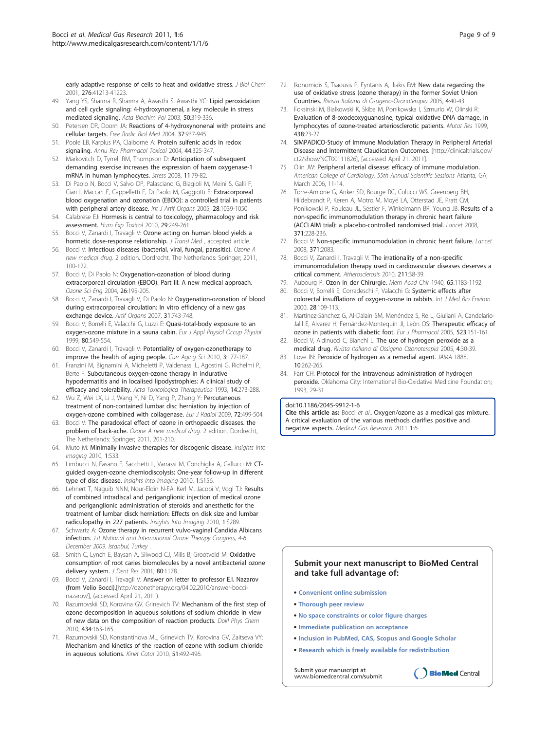early adaptive response of cells to heat and oxidative stress. *J Biol Chem* 2001, **276**:41213-41223.

49. Yang YS, Sharma R, Sharma A, Awasthi S, Awasthi YC: **Lipid peroxidation and cell cycle signaling: 4-hydroxynonenal, a key molecule in stress mediated signaling.** *Acta Biochim Pol* 2003, **50**:319-336.
50. Petersen DR, Doorn JA: **Reactions of 4-hydroxynonenal with proteins and cellular targets.** *Free Radic Biol Med* 2004, **37**:937-945.
51. Poole LB, Karplus PA, Claiborne A: **Protein sulfenic acids in redox signaling.** *Annu Rev Pharmacol Toxicol* 2004, **44**:325-347.
52. Markovitch D, Tyrrell RM, Thompson D: **Anticipation of subsequent demanding exercise increases the expression of haem oxygenase-1 mRNA in human lymphocytes.** *Stress* 2008, **11**:79-82.
53. Di Paolo N, Bocci V, Salvo DP, Palasciano G, Biagioli M, Meini S, Galli F, Ciari I, Maccari F, Cappelletti F, Di Paolo M, Gaggiotti E: **Extracorporeal blood oxygenation and ozonation (EBOO): a controlled trial in patients with peripheral artery disease.** *Int J Artif Organs* 2005, **28**:1039-1050.
54. Calabrese EJ: **Hormesis is central to toxicology, pharmacology and risk assessment.** *Hum Exp Toxicol* 2010, **29**:249-261.
55. Bocci V, Zanardi I, Travagli V: **Ozone acting on human blood yields a hormetic dose-response relationship.** *J Transl Med* , accepted article.
56. Bocci V: **Infectious diseases (bacterial, viral, fungal, parasitic).** *Ozone A new medical drug.* 2 edition. Dordrecht, The Netherlands: Springer; 2011, 100-122.
57. Bocci V, Di Paolo N: **Oxygenation-ozonation of blood during extracorporeal circulation (EBOO). Part III: A new medical approach.** *Ozone Sci Eng* 2004, **26**:195-205.
58. Bocci V, Zanardi I, Travagli V, Di Paolo N: **Oxygenation-ozonation of blood during extracorporeal circulation: In vitro efficiency of a new gas exchange device.** *Artif Organs* 2007, **31**:743-748.
59. Bocci V, Borrelli E, Valacchi G, Luzzi E: **Quasi-total-body exposure to an oxygen-ozone mixture in a sauna cabin.** *Eur J Appl Physiol Occup Physiol* 1999, **80**:549-554.
60. Bocci V, Zanardi I, Travagli V: **Potentiality of oxygen-ozonetherapy to improve the health of aging people.** *Curr Aging Sci* 2010, **3**:177-187.
61. Franzini M, Bignamini A, Micheletti P, Valdenassi L, Agostini G, Richelmi P, Berte F: **Subcutaneous oxygen-ozone therapy in indurative hypodermatitis and in localised lipodystrophies: A clinical study of efficacy and tolerability.** *Acta Toxicologica Therapeutica* 1993, **14**:273-288.
62. Wu Z, Wei LX, Li J, Wang Y, Ni D, Yang P, Zhang Y: **Percutaneous treatment of non-contained lumbar disc herniation by injection of oxygen-ozone combined with collagenase.** *Eur J Radiol* 2009, **72**:499-504.
63. Bocci V: **The paradoxical effect of ozone in orthopaedic diseases. the problem of back-ache.** *Ozone A new medical drug.* 2 edition. Dordrecht, The Netherlands: Springer; 2011, 201-210.
64. Muto M: **Minimally invasive therapies for discogenic disease.** *Insights Into Imaging* 2010, **1**:S33.
65. Limbucci N, Fasano F, Sacchetti L, Varrassi M, Conchiglia A, Gallucci M: **CT-guided oxygen-ozone chemiodiscolysis: One-year follow-up in different type of disc disease.** *Insights Into Imaging* 2010, **1**:S156.
66. Lehnert T, Naguib NNN, Nour-Eldin N-EA, Kerl M, Jacobi V, Vogl TJ: **Results of combined intradiscal and periganglionic injection of medical ozone and periganglionic administration of steroids and anesthetic for the treatment of lumbar disck herniation: Effects on disk size and lumbar radiculopathy in 227 patients.** *Insights Into Imaging* 2010, **1**:S289.
67. Schwartz A: **Ozone therapy in recurrent vulvo-vaginal Candida Albicans infection.** *1st National and International Ozone Therapy Congress, 4-6 December 2009. Istanbul, Turkey* .
68. Smith C, Lynch E, Baysan A, Silwood CJ, Mills B, Grootveld M: **Oxidative consumption of root caries biomolecules by a novel antibacterial ozone delivery system.** *J Dent Res* 2001, **80**:1178.
69. Bocci V, Zanardi I, Travagli V: **Answer on letter to professor E.I. Nazarov (from Velio Bocci).**[http://ozonetherapy.org/04.02.2010/answer-bocci-nazarov/], (accessed April 21, 2011).
70. Razumovskii SD, Korovina GV, Grinevich TV: **Mechanism of the first step of ozone decomposition in aqueous solutions of sodium chloride in view of new data on the composition of reaction products.** *Dokl Phys Chem* 2010, **434**:163-165.
71. Razumovskii SD, Konstantinova ML, Grinevich TV, Korovina GV, Zaitseva VY: **Mechanism and kinetics of the reaction of ozone with sodium chloride in aqueous solutions.** *Kinet Catal* 2010, **51**:492-496.
72. Ikonomidis S, Tsaousis P, Fyntanis A, Iliakis EM: **New data regarding the use of oxidative stress (ozone therapy) in the former Soviet Union Countries.** *Rivista Italiana di Ossigeno-Ozonoterapia* 2005, **4**:40-43.
73. Foksinski M, Bialkowski K, Skiba M, Ponikowska I, Szmurlo W, Olinski R: **Evaluation of 8-oxodeoxyguanosine, typical oxidative DNA damage, in lymphocytes of ozone-treated arteriosclerotic patients.** *Mutat Res* 1999, **438**:23-27.
74. **SIMPADICO-Study of Immune Modulation Therapy in Peripheral Arterial Disease and Intermittent Claudication Outcomes.** [http://clinicaltrials.gov/ct2/show/NCT00111826], [accessed April 21, 2011].
75. Olin JW: **Peripheral arterial disease: efficacy of immune modulation.** *American College of Cardiology, 55th Annual Scientific Sessions* Atlanta, GA; March 2006, 11-14.
76. Torre-Amione G, Anker SD, Bourge RC, Colucci WS, Greenberg BH, Hildebrandt P, Keren A, Motro M, Moyé LA, Otterstad JE, Pratt CM, Ponikowski P, Rouleau JL, Sestier F, Winkelmann BR, Young JB: **Results of a non-specific immunomodulation therapy in chronic heart failure (ACCLAIM trial): a placebo-controlled randomised trial.** *Lancet* 2008, **371**:228-236.
77. Bocci V: **Non-specific immunomodulation in chronic heart failure.** *Lancet* 2008, **371**:2083.
78. Bocci V, Zanardi I, Travagli V: **The irrationality of a non-specific immunomodulation therapy used in cardiovascular diseases deserves a critical comment.** *Atherosclerosis* 2010, **211**:38-39.
79. Aubourg P: **Ozon in der Chirurgie.** *Mem Acad Chir* 1940, **65**:1183-1192.
80. Bocci V, Borrelli E, Corradeschi F, Valacchi G: **Systemic effects after colorectal insufflations of oxygen-ozone in rabbits.** *Int J Med Bio Environ* 2000, **28**:109-113.
81. Martínez-Sánchez G, Al-Dalain SM, Menéndez S, Re L, Giuliani A, Candelario-Jalil E, Alvarez H, Fernández-Montequín JI, León OS: **Therapeutic efficacy of ozone in patients with diabetic foot.** *Eur J Pharmacol* 2005, **523**:151-161.
82. Bocci V, Aldinucci C, Bianchi L: **The use of hydrogen peroxide as a medical drug.** *Rivista Italiana di Ossigeno Ozonoterapia* 2005, **4**:30-39.
83. Love IN: **Peroxide of hydrogen as a remedial agent.** *JAMA* 1888, **10**:262-265.
84. Farr CH: **Protocol for the intravenous administration of hydrogen peroxide.** Oklahoma City: International Bio-Oxidative Medicine Foundation; 1993, 29-31.

doi:10.1186/2045-9912-1-6
**Cite this article as:** Bocci *et al.*: Oxygen/ozone as a medical gas mixture. A critical evaluation of the various methods clarifies positive and negative aspects. *Medical Gas Research* 2011 **1**:6.